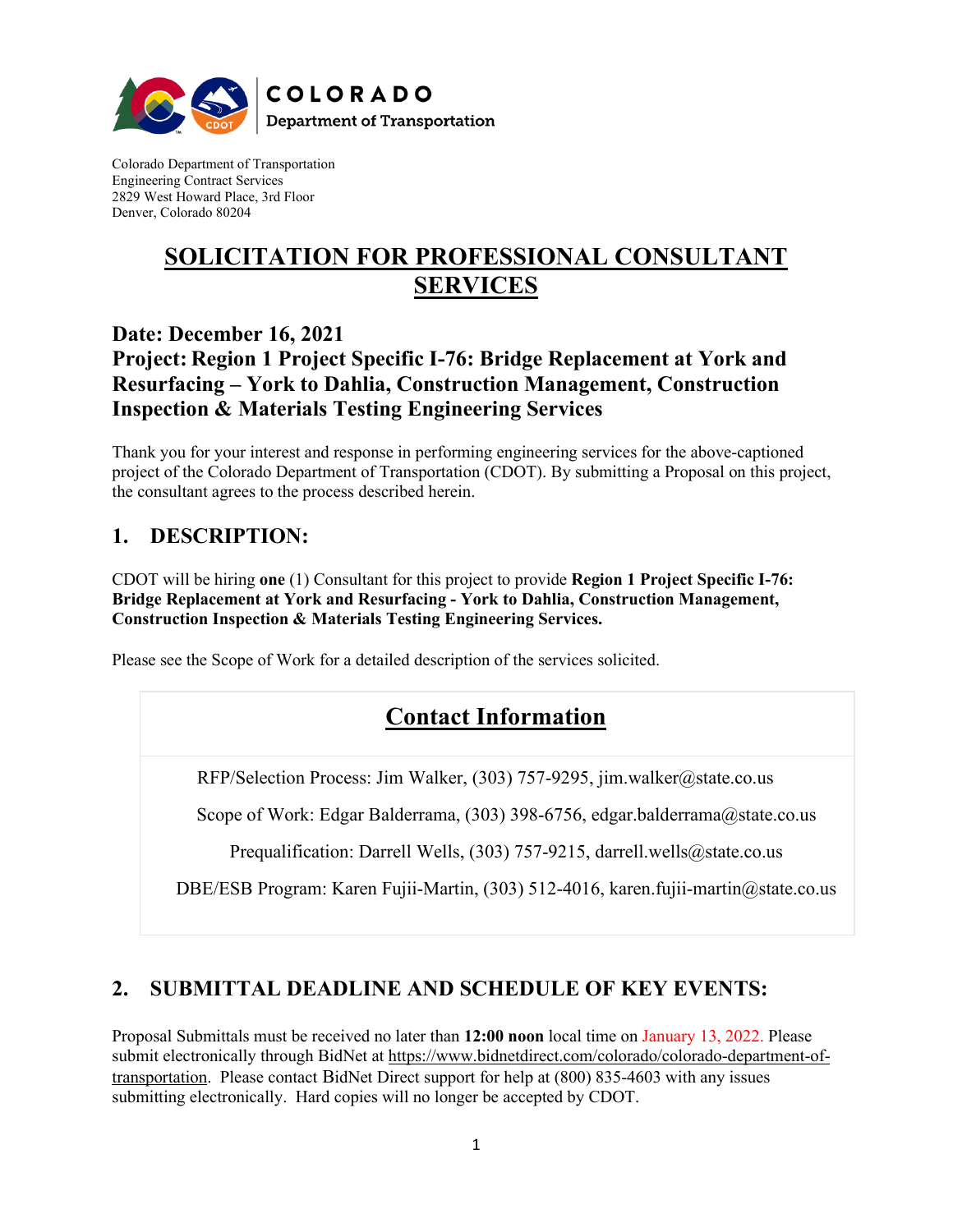COLORADO
Department of Transportation

Colorado Department of Transportation
Engineering Contract Services
2829 West Howard Place, 3rd Floor
Denver, Colorado 80204

# SOLICITATION FOR PROFESSIONAL CONSULTANT SERVICES

**Date: December 16, 2021**
**Project: Region 1 Project Specific I-76: Bridge Replacement at York and Resurfacing – York to Dahlia, Construction Management, Construction Inspection & Materials Testing Engineering Services**

Thank you for your interest and response in performing engineering services for the above-captioned project of the Colorado Department of Transportation (CDOT). By submitting a Proposal on this project, the consultant agrees to the process described herein.

## 1. DESCRIPTION:

CDOT will be hiring **one** (1) Consultant for this project to provide **Region 1 Project Specific I-76: Bridge Replacement at York and Resurfacing - York to Dahlia, Construction Management, Construction Inspection & Materials Testing Engineering Services.**

Please see the Scope of Work for a detailed description of the services solicited.

### Contact Information

RFP/Selection Process: Jim Walker, (303) 757-9295, jim.walker@state.co.us

Scope of Work: Edgar Balderrama, (303) 398-6756, edgar.balderrama@state.co.us

Prequalification: Darrell Wells, (303) 757-9215, darrell.wells@state.co.us

DBE/ESB Program: Karen Fujii-Martin, (303) 512-4016, karen.fujii-martin@state.co.us

## 2. SUBMITTAL DEADLINE AND SCHEDULE OF KEY EVENTS:

Proposal Submittals must be received no later than **12:00 noon** local time on January 13, 2022. Please submit electronically through BidNet at https://www.bidnetdirect.com/colorado/colorado-department-of-transportation. Please contact BidNet Direct support for help at (800) 835-4603 with any issues submitting electronically. Hard copies will no longer be accepted by CDOT.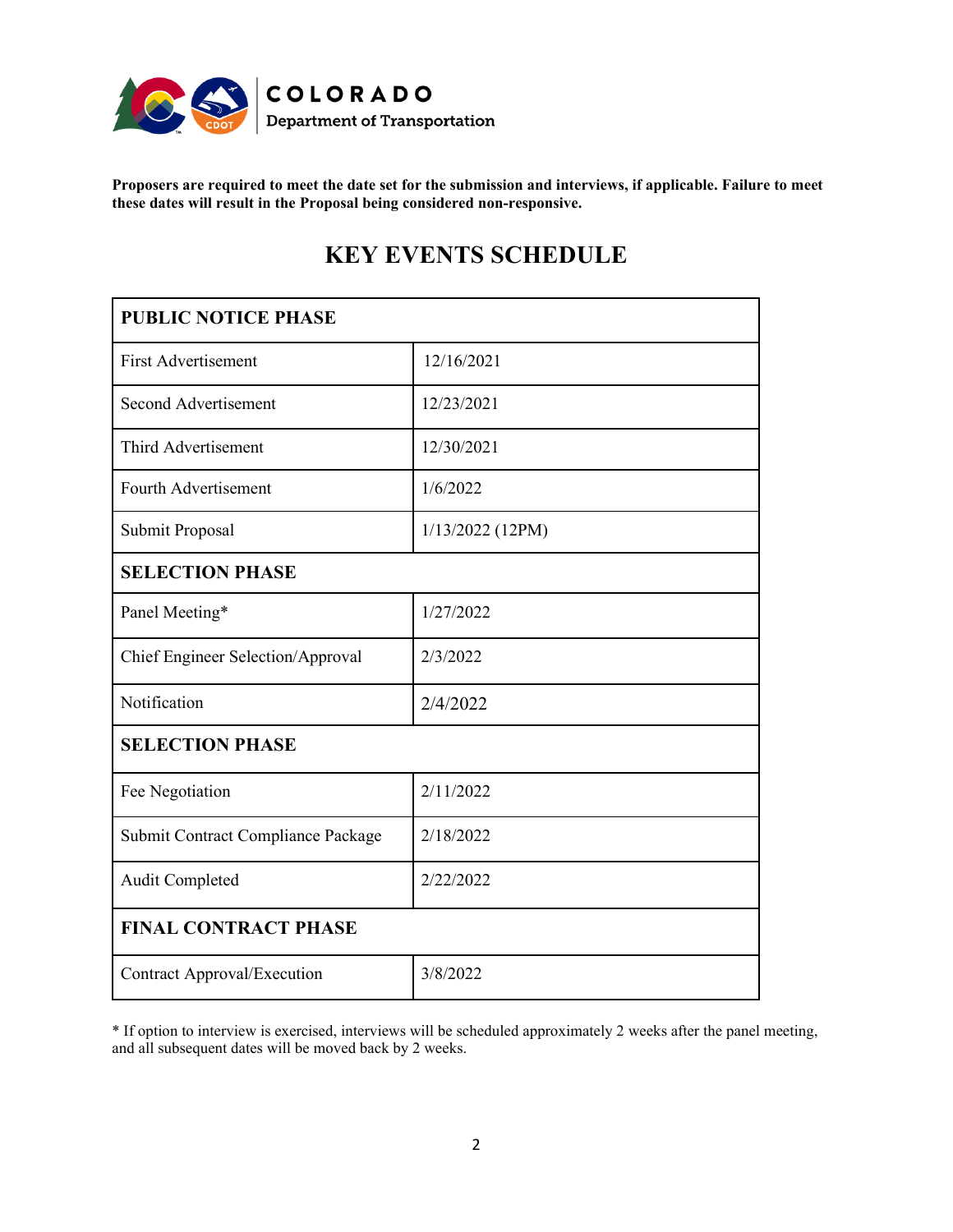**Proposers are required to meet the date set for the submission and interviews, if applicable. Failure to meet these dates will result in the Proposal being considered non-responsive.**

# KEY EVENTS SCHEDULE

| **PUBLIC NOTICE PHASE** | |
|---|---|
| First Advertisement | 12/16/2021 |
| Second Advertisement | 12/23/2021 |
| Third Advertisement | 12/30/2021 |
| Fourth Advertisement | 1/6/2022 |
| Submit Proposal | 1/13/2022 (12PM) |
| **SELECTION PHASE** | |
| Panel Meeting* | 1/27/2022 |
| Chief Engineer Selection/Approval | 2/3/2022 |
| Notification | 2/4/2022 |
| **SELECTION PHASE** | |
| Fee Negotiation | 2/11/2022 |
| Submit Contract Compliance Package | 2/18/2022 |
| Audit Completed | 2/22/2022 |
| **FINAL CONTRACT PHASE** | |
| Contract Approval/Execution | 3/8/2022 |

* If option to interview is exercised, interviews will be scheduled approximately 2 weeks after the panel meeting, and all subsequent dates will be moved back by 2 weeks.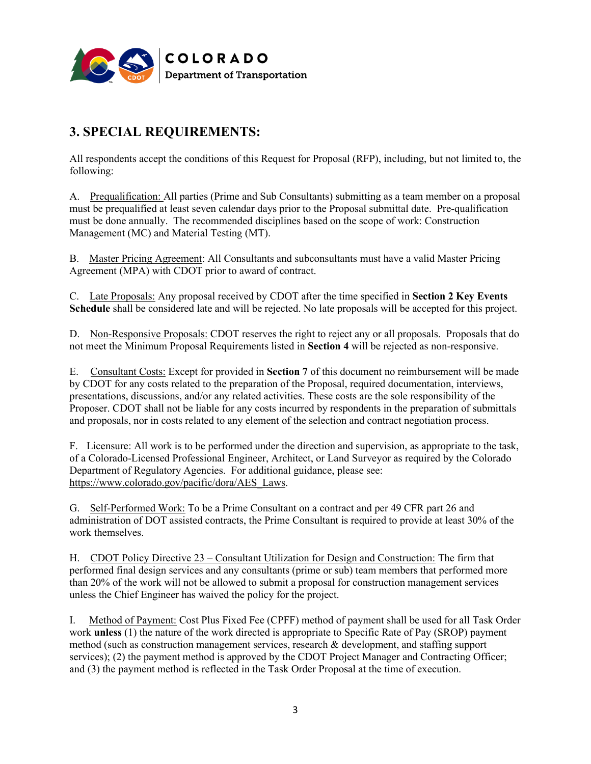## 3. SPECIAL REQUIREMENTS:

All respondents accept the conditions of this Request for Proposal (RFP), including, but not limited to, the following:

A. Prequalification: All parties (Prime and Sub Consultants) submitting as a team member on a proposal must be prequalified at least seven calendar days prior to the Proposal submittal date. Pre-qualification must be done annually. The recommended disciplines based on the scope of work: Construction Management (MC) and Material Testing (MT).

B. Master Pricing Agreement: All Consultants and subconsultants must have a valid Master Pricing Agreement (MPA) with CDOT prior to award of contract.

C. Late Proposals: Any proposal received by CDOT after the time specified in **Section 2 Key Events Schedule** shall be considered late and will be rejected. No late proposals will be accepted for this project.

D. Non-Responsive Proposals: CDOT reserves the right to reject any or all proposals. Proposals that do not meet the Minimum Proposal Requirements listed in **Section 4** will be rejected as non-responsive.

E. Consultant Costs: Except for provided in **Section 7** of this document no reimbursement will be made by CDOT for any costs related to the preparation of the Proposal, required documentation, interviews, presentations, discussions, and/or any related activities. These costs are the sole responsibility of the Proposer. CDOT shall not be liable for any costs incurred by respondents in the preparation of submittals and proposals, nor in costs related to any element of the selection and contract negotiation process.

F. Licensure: All work is to be performed under the direction and supervision, as appropriate to the task, of a Colorado-Licensed Professional Engineer, Architect, or Land Surveyor as required by the Colorado Department of Regulatory Agencies. For additional guidance, please see: https://www.colorado.gov/pacific/dora/AES_Laws.

G. Self-Performed Work: To be a Prime Consultant on a contract and per 49 CFR part 26 and administration of DOT assisted contracts, the Prime Consultant is required to provide at least 30% of the work themselves.

H. CDOT Policy Directive 23 – Consultant Utilization for Design and Construction: The firm that performed final design services and any consultants (prime or sub) team members that performed more than 20% of the work will not be allowed to submit a proposal for construction management services unless the Chief Engineer has waived the policy for the project.

I. Method of Payment: Cost Plus Fixed Fee (CPFF) method of payment shall be used for all Task Order work **unless** (1) the nature of the work directed is appropriate to Specific Rate of Pay (SROP) payment method (such as construction management services, research & development, and staffing support services); (2) the payment method is approved by the CDOT Project Manager and Contracting Officer; and (3) the payment method is reflected in the Task Order Proposal at the time of execution.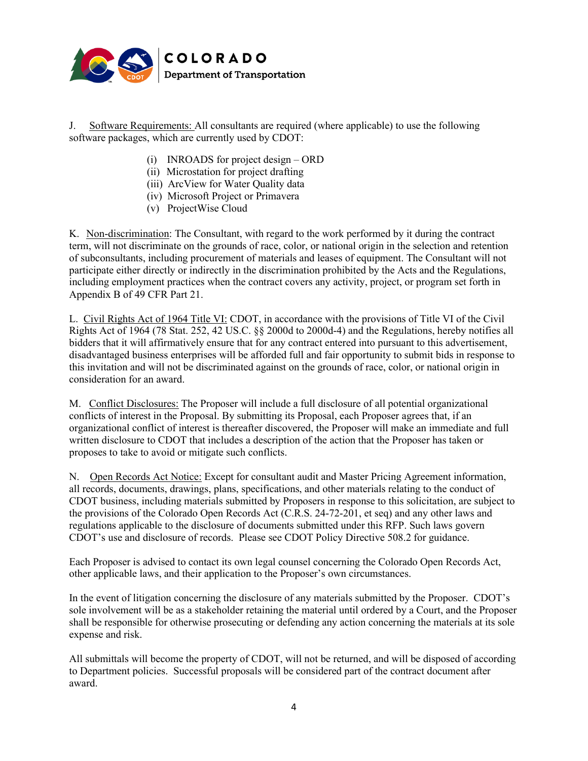J. Software Requirements: All consultants are required (where applicable) to use the following software packages, which are currently used by CDOT:

- (i) INROADS for project design – ORD
- (ii) Microstation for project drafting
- (iii) ArcView for Water Quality data
- (iv) Microsoft Project or Primavera
- (v) ProjectWise Cloud

K. Non-discrimination: The Consultant, with regard to the work performed by it during the contract term, will not discriminate on the grounds of race, color, or national origin in the selection and retention of subconsultants, including procurement of materials and leases of equipment. The Consultant will not participate either directly or indirectly in the discrimination prohibited by the Acts and the Regulations, including employment practices when the contract covers any activity, project, or program set forth in Appendix B of 49 CFR Part 21.

L. Civil Rights Act of 1964 Title VI: CDOT, in accordance with the provisions of Title VI of the Civil Rights Act of 1964 (78 Stat. 252, 42 US.C. §§ 2000d to 2000d-4) and the Regulations, hereby notifies all bidders that it will affirmatively ensure that for any contract entered into pursuant to this advertisement, disadvantaged business enterprises will be afforded full and fair opportunity to submit bids in response to this invitation and will not be discriminated against on the grounds of race, color, or national origin in consideration for an award.

M. Conflict Disclosures: The Proposer will include a full disclosure of all potential organizational conflicts of interest in the Proposal. By submitting its Proposal, each Proposer agrees that, if an organizational conflict of interest is thereafter discovered, the Proposer will make an immediate and full written disclosure to CDOT that includes a description of the action that the Proposer has taken or proposes to take to avoid or mitigate such conflicts.

N. Open Records Act Notice: Except for consultant audit and Master Pricing Agreement information, all records, documents, drawings, plans, specifications, and other materials relating to the conduct of CDOT business, including materials submitted by Proposers in response to this solicitation, are subject to the provisions of the Colorado Open Records Act (C.R.S. 24-72-201, et seq) and any other laws and regulations applicable to the disclosure of documents submitted under this RFP. Such laws govern CDOT's use and disclosure of records. Please see CDOT Policy Directive 508.2 for guidance.

Each Proposer is advised to contact its own legal counsel concerning the Colorado Open Records Act, other applicable laws, and their application to the Proposer's own circumstances.

In the event of litigation concerning the disclosure of any materials submitted by the Proposer. CDOT's sole involvement will be as a stakeholder retaining the material until ordered by a Court, and the Proposer shall be responsible for otherwise prosecuting or defending any action concerning the materials at its sole expense and risk.

All submittals will become the property of CDOT, will not be returned, and will be disposed of according to Department policies. Successful proposals will be considered part of the contract document after award.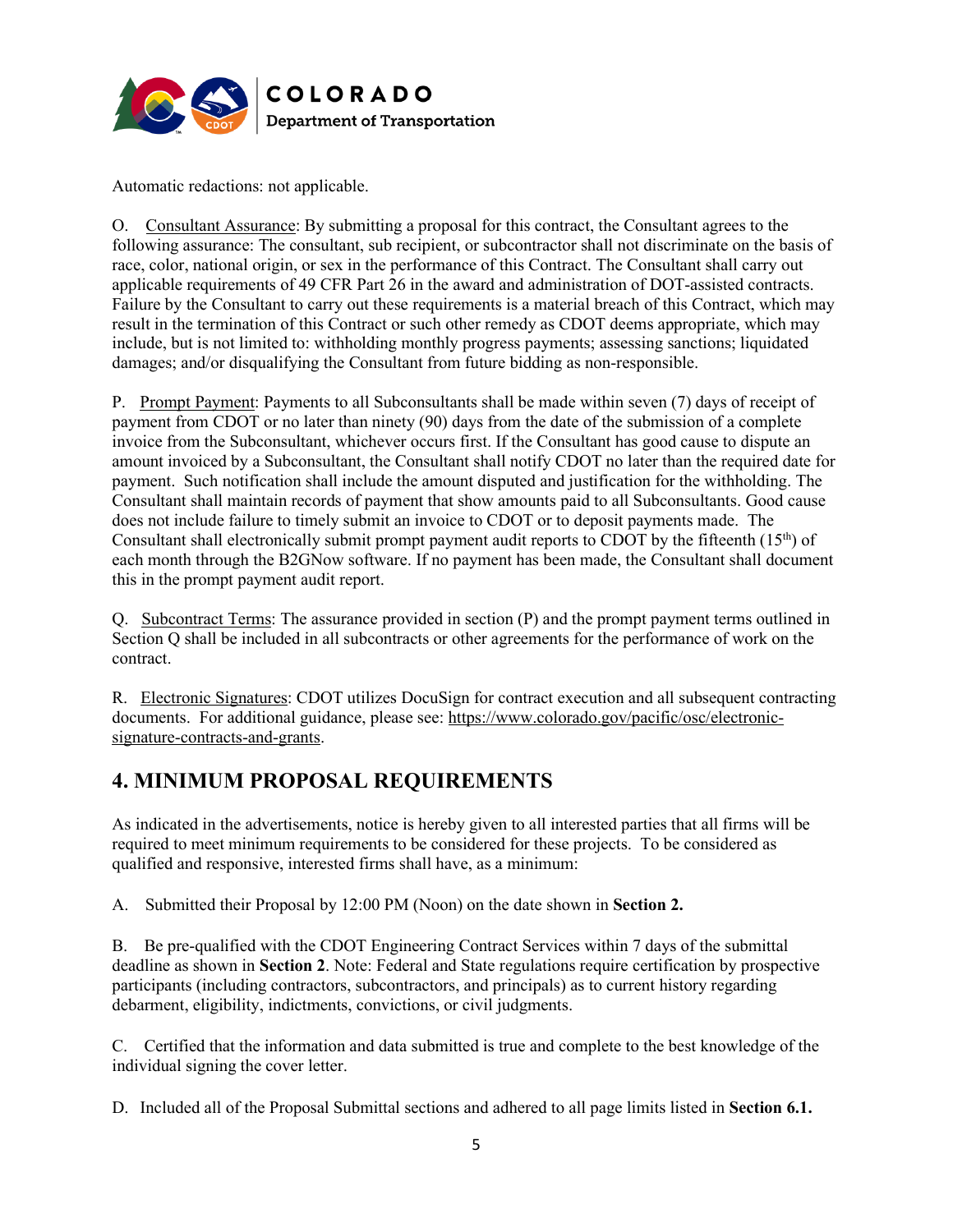Automatic redactions: not applicable.

O. Consultant Assurance: By submitting a proposal for this contract, the Consultant agrees to the following assurance: The consultant, sub recipient, or subcontractor shall not discriminate on the basis of race, color, national origin, or sex in the performance of this Contract. The Consultant shall carry out applicable requirements of 49 CFR Part 26 in the award and administration of DOT-assisted contracts. Failure by the Consultant to carry out these requirements is a material breach of this Contract, which may result in the termination of this Contract or such other remedy as CDOT deems appropriate, which may include, but is not limited to: withholding monthly progress payments; assessing sanctions; liquidated damages; and/or disqualifying the Consultant from future bidding as non-responsible.

P. Prompt Payment: Payments to all Subconsultants shall be made within seven (7) days of receipt of payment from CDOT or no later than ninety (90) days from the date of the submission of a complete invoice from the Subconsultant, whichever occurs first. If the Consultant has good cause to dispute an amount invoiced by a Subconsultant, the Consultant shall notify CDOT no later than the required date for payment. Such notification shall include the amount disputed and justification for the withholding. The Consultant shall maintain records of payment that show amounts paid to all Subconsultants. Good cause does not include failure to timely submit an invoice to CDOT or to deposit payments made. The Consultant shall electronically submit prompt payment audit reports to CDOT by the fifteenth (15th) of each month through the B2GNow software. If no payment has been made, the Consultant shall document this in the prompt payment audit report.

Q. Subcontract Terms: The assurance provided in section (P) and the prompt payment terms outlined in Section Q shall be included in all subcontracts or other agreements for the performance of work on the contract.

R. Electronic Signatures: CDOT utilizes DocuSign for contract execution and all subsequent contracting documents. For additional guidance, please see: https://www.colorado.gov/pacific/osc/electronic-signature-contracts-and-grants.

## 4. MINIMUM PROPOSAL REQUIREMENTS

As indicated in the advertisements, notice is hereby given to all interested parties that all firms will be required to meet minimum requirements to be considered for these projects. To be considered as qualified and responsive, interested firms shall have, as a minimum:

A. Submitted their Proposal by 12:00 PM (Noon) on the date shown in **Section 2.**

B. Be pre-qualified with the CDOT Engineering Contract Services within 7 days of the submittal deadline as shown in **Section 2**. Note: Federal and State regulations require certification by prospective participants (including contractors, subcontractors, and principals) as to current history regarding debarment, eligibility, indictments, convictions, or civil judgments.

C. Certified that the information and data submitted is true and complete to the best knowledge of the individual signing the cover letter.

D. Included all of the Proposal Submittal sections and adhered to all page limits listed in **Section 6.1.**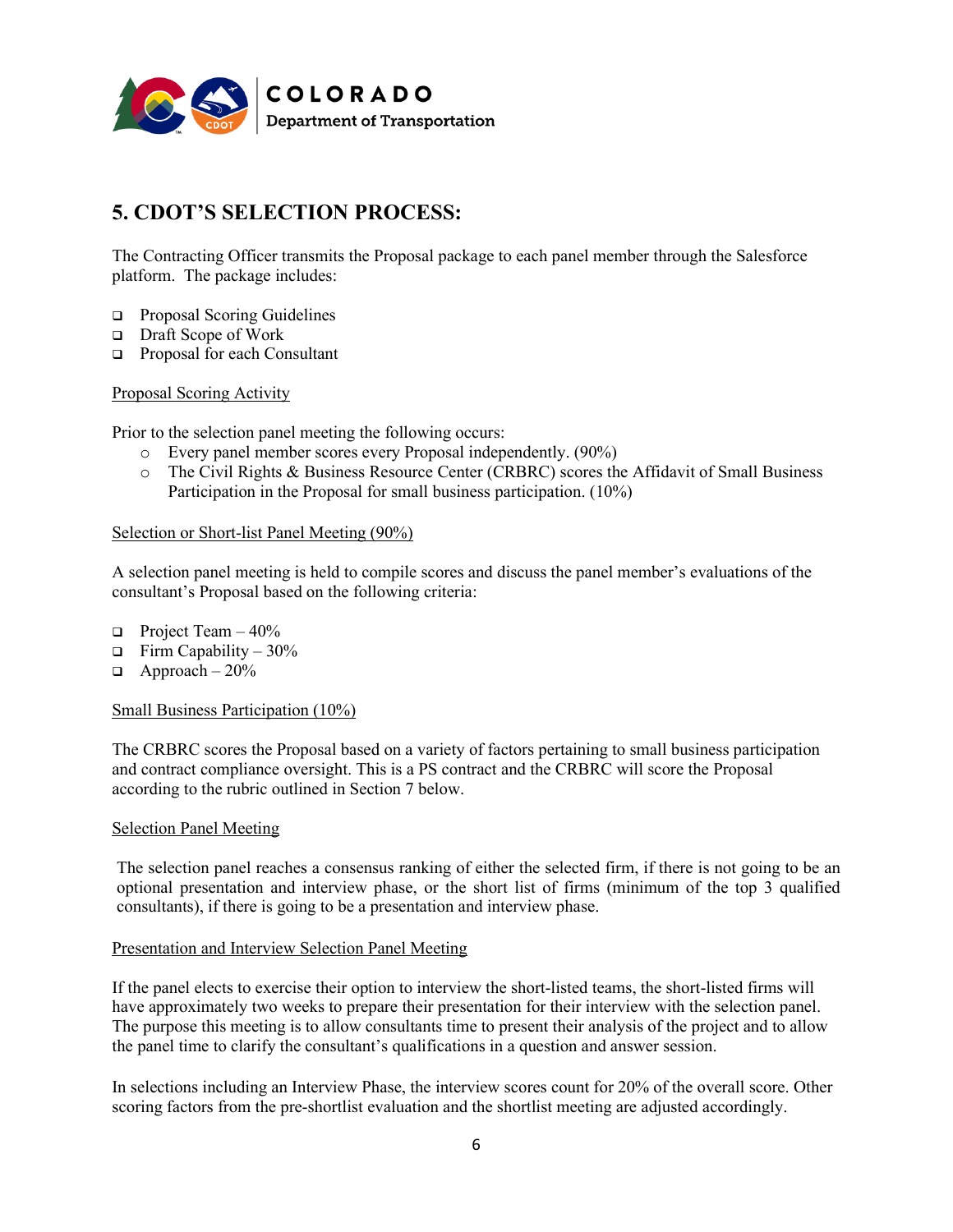## 5. CDOT'S SELECTION PROCESS:

The Contracting Officer transmits the Proposal package to each panel member through the Salesforce platform. The package includes:

- Proposal Scoring Guidelines
- Draft Scope of Work
- Proposal for each Consultant

<u>Proposal Scoring Activity</u>

Prior to the selection panel meeting the following occurs:

- Every panel member scores every Proposal independently. (90%)
- The Civil Rights & Business Resource Center (CRBRC) scores the Affidavit of Small Business Participation in the Proposal for small business participation. (10%)

<u>Selection or Short-list Panel Meeting (90%)</u>

A selection panel meeting is held to compile scores and discuss the panel member's evaluations of the consultant's Proposal based on the following criteria:

- Project Team – 40%
- Firm Capability – 30%
- Approach – 20%

<u>Small Business Participation (10%)</u>

The CRBRC scores the Proposal based on a variety of factors pertaining to small business participation and contract compliance oversight. This is a PS contract and the CRBRC will score the Proposal according to the rubric outlined in Section 7 below.

<u>Selection Panel Meeting</u>

The selection panel reaches a consensus ranking of either the selected firm, if there is not going to be an optional presentation and interview phase, or the short list of firms (minimum of the top 3 qualified consultants), if there is going to be a presentation and interview phase.

<u>Presentation and Interview Selection Panel Meeting</u>

If the panel elects to exercise their option to interview the short-listed teams, the short-listed firms will have approximately two weeks to prepare their presentation for their interview with the selection panel. The purpose this meeting is to allow consultants time to present their analysis of the project and to allow the panel time to clarify the consultant's qualifications in a question and answer session.

In selections including an Interview Phase, the interview scores count for 20% of the overall score. Other scoring factors from the pre-shortlist evaluation and the shortlist meeting are adjusted accordingly.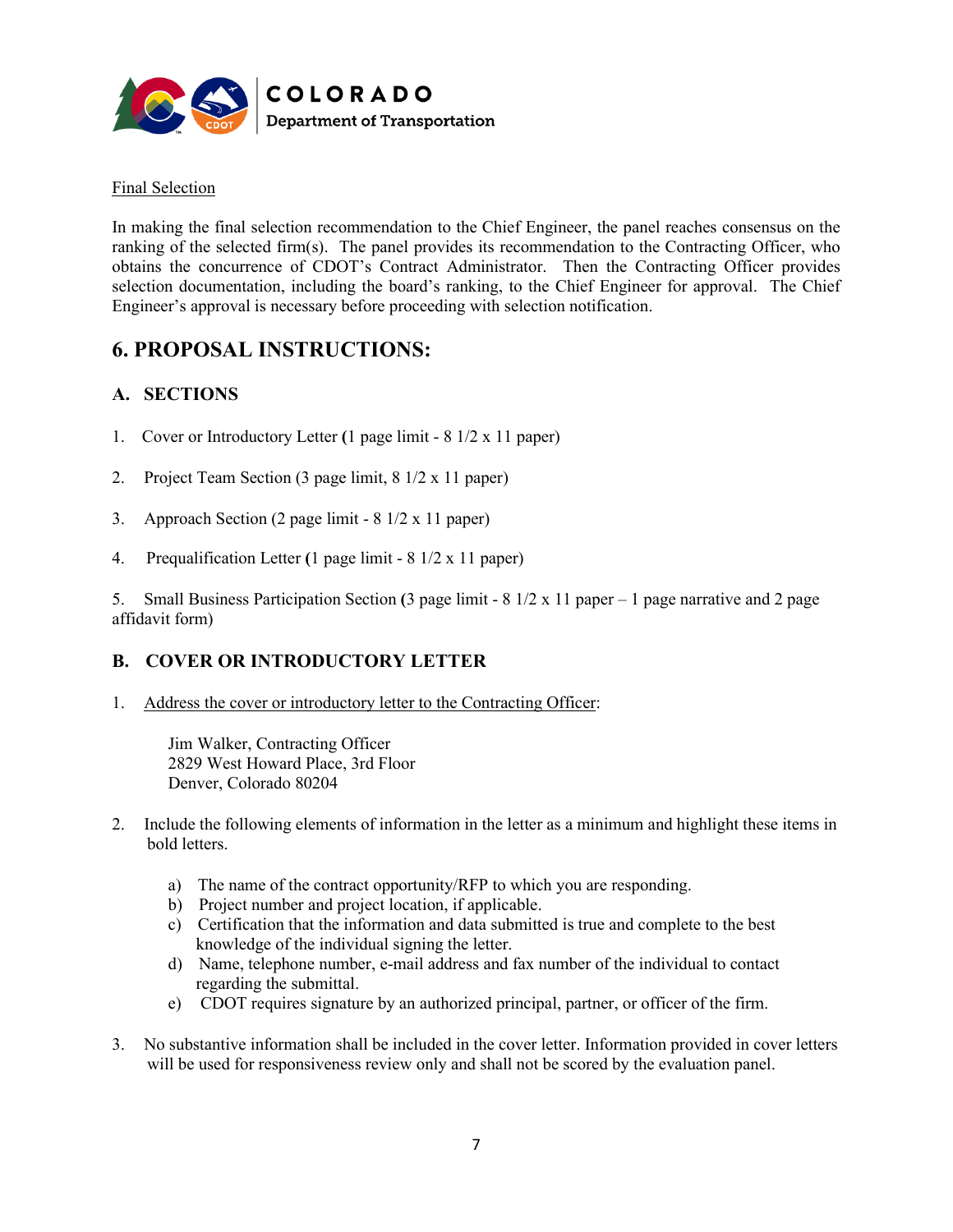Final Selection

In making the final selection recommendation to the Chief Engineer, the panel reaches consensus on the ranking of the selected firm(s). The panel provides its recommendation to the Contracting Officer, who obtains the concurrence of CDOT's Contract Administrator. Then the Contracting Officer provides selection documentation, including the board's ranking, to the Chief Engineer for approval. The Chief Engineer's approval is necessary before proceeding with selection notification.

## 6. PROPOSAL INSTRUCTIONS:

### A. SECTIONS

1. Cover or Introductory Letter (1 page limit - 8 1/2 x 11 paper)

2. Project Team Section (3 page limit, 8 1/2 x 11 paper)

3. Approach Section (2 page limit - 8 1/2 x 11 paper)

4. Prequalification Letter (1 page limit - 8 1/2 x 11 paper)

5. Small Business Participation Section (3 page limit - 8 1/2 x 11 paper – 1 page narrative and 2 page affidavit form)

### B. COVER OR INTRODUCTORY LETTER

1. Address the cover or introductory letter to the Contracting Officer:

   Jim Walker, Contracting Officer
   2829 West Howard Place, 3rd Floor
   Denver, Colorado 80204

2. Include the following elements of information in the letter as a minimum and highlight these items in bold letters.

   a) The name of the contract opportunity/RFP to which you are responding.
   b) Project number and project location, if applicable.
   c) Certification that the information and data submitted is true and complete to the best knowledge of the individual signing the letter.
   d) Name, telephone number, e-mail address and fax number of the individual to contact regarding the submittal.
   e) CDOT requires signature by an authorized principal, partner, or officer of the firm.

3. No substantive information shall be included in the cover letter. Information provided in cover letters will be used for responsiveness review only and shall not be scored by the evaluation panel.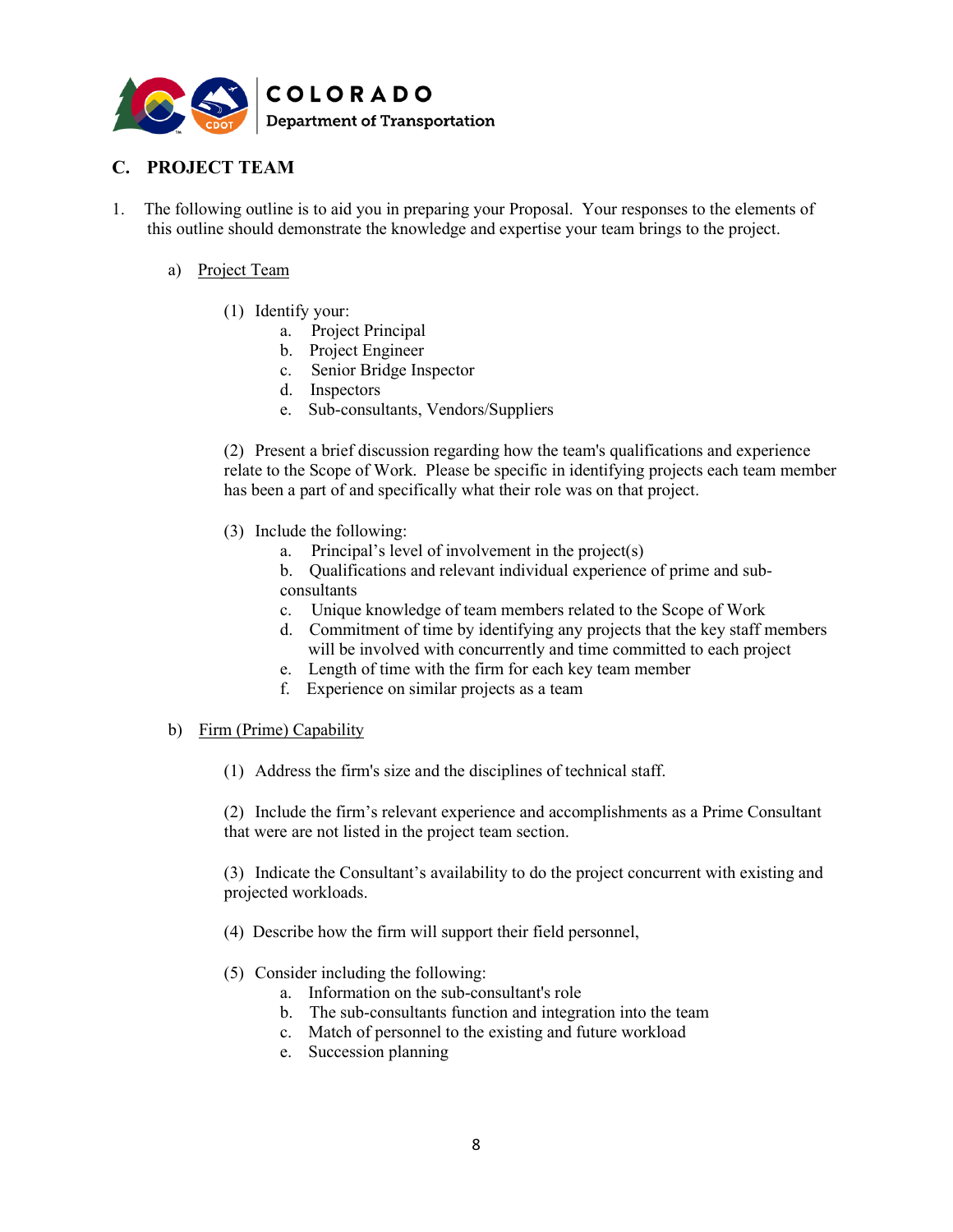## C. PROJECT TEAM

1. The following outline is to aid you in preparing your Proposal. Your responses to the elements of this outline should demonstrate the knowledge and expertise your team brings to the project.

   a) Project Team

      (1) Identify your:

         a. Project Principal
         b. Project Engineer
         c. Senior Bridge Inspector
         d. Inspectors
         e. Sub-consultants, Vendors/Suppliers

      (2) Present a brief discussion regarding how the team's qualifications and experience relate to the Scope of Work. Please be specific in identifying projects each team member has been a part of and specifically what their role was on that project.

      (3) Include the following:

         a. Principal's level of involvement in the project(s)
         b. Qualifications and relevant individual experience of prime and sub-consultants
         c. Unique knowledge of team members related to the Scope of Work
         d. Commitment of time by identifying any projects that the key staff members will be involved with concurrently and time committed to each project
         e. Length of time with the firm for each key team member
         f. Experience on similar projects as a team

   b) Firm (Prime) Capability

      (1) Address the firm's size and the disciplines of technical staff.

      (2) Include the firm's relevant experience and accomplishments as a Prime Consultant that were are not listed in the project team section.

      (3) Indicate the Consultant's availability to do the project concurrent with existing and projected workloads.

      (4) Describe how the firm will support their field personnel,

      (5) Consider including the following:

         a. Information on the sub-consultant's role
         b. The sub-consultants function and integration into the team
         c. Match of personnel to the existing and future workload
         e. Succession planning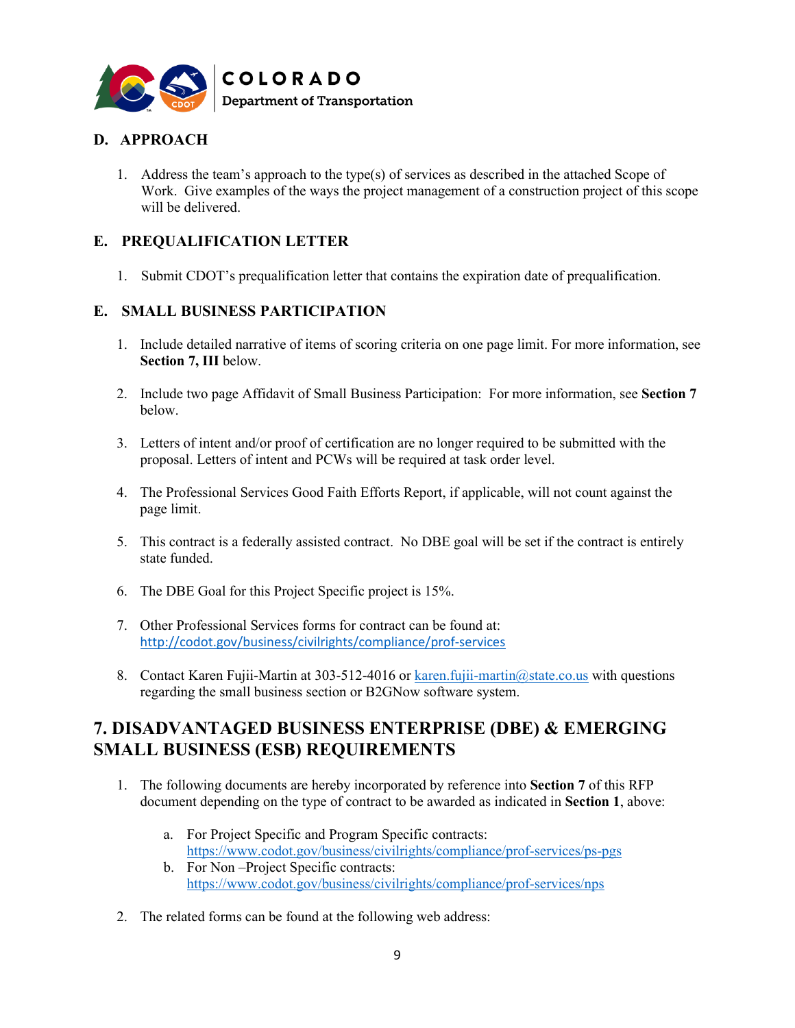### D. APPROACH

1. Address the team's approach to the type(s) of services as described in the attached Scope of Work. Give examples of the ways the project management of a construction project of this scope will be delivered.

### E. PREQUALIFICATION LETTER

1. Submit CDOT's prequalification letter that contains the expiration date of prequalification.

### E. SMALL BUSINESS PARTICIPATION

1. Include detailed narrative of items of scoring criteria on one page limit. For more information, see **Section 7, III** below.

2. Include two page Affidavit of Small Business Participation: For more information, see **Section 7** below.

3. Letters of intent and/or proof of certification are no longer required to be submitted with the proposal. Letters of intent and PCWs will be required at task order level.

4. The Professional Services Good Faith Efforts Report, if applicable, will not count against the page limit.

5. This contract is a federally assisted contract. No DBE goal will be set if the contract is entirely state funded.

6. The DBE Goal for this Project Specific project is 15%.

7. Other Professional Services forms for contract can be found at: http://codot.gov/business/civilrights/compliance/prof-services

8. Contact Karen Fujii-Martin at 303-512-4016 or karen.fujii-martin@state.co.us with questions regarding the small business section or B2GNow software system.

## 7. DISADVANTAGED BUSINESS ENTERPRISE (DBE) & EMERGING SMALL BUSINESS (ESB) REQUIREMENTS

1. The following documents are hereby incorporated by reference into **Section 7** of this RFP document depending on the type of contract to be awarded as indicated in **Section 1**, above:

   a. For Project Specific and Program Specific contracts: https://www.codot.gov/business/civilrights/compliance/prof-services/ps-pgs

   b. For Non –Project Specific contracts: https://www.codot.gov/business/civilrights/compliance/prof-services/nps

2. The related forms can be found at the following web address: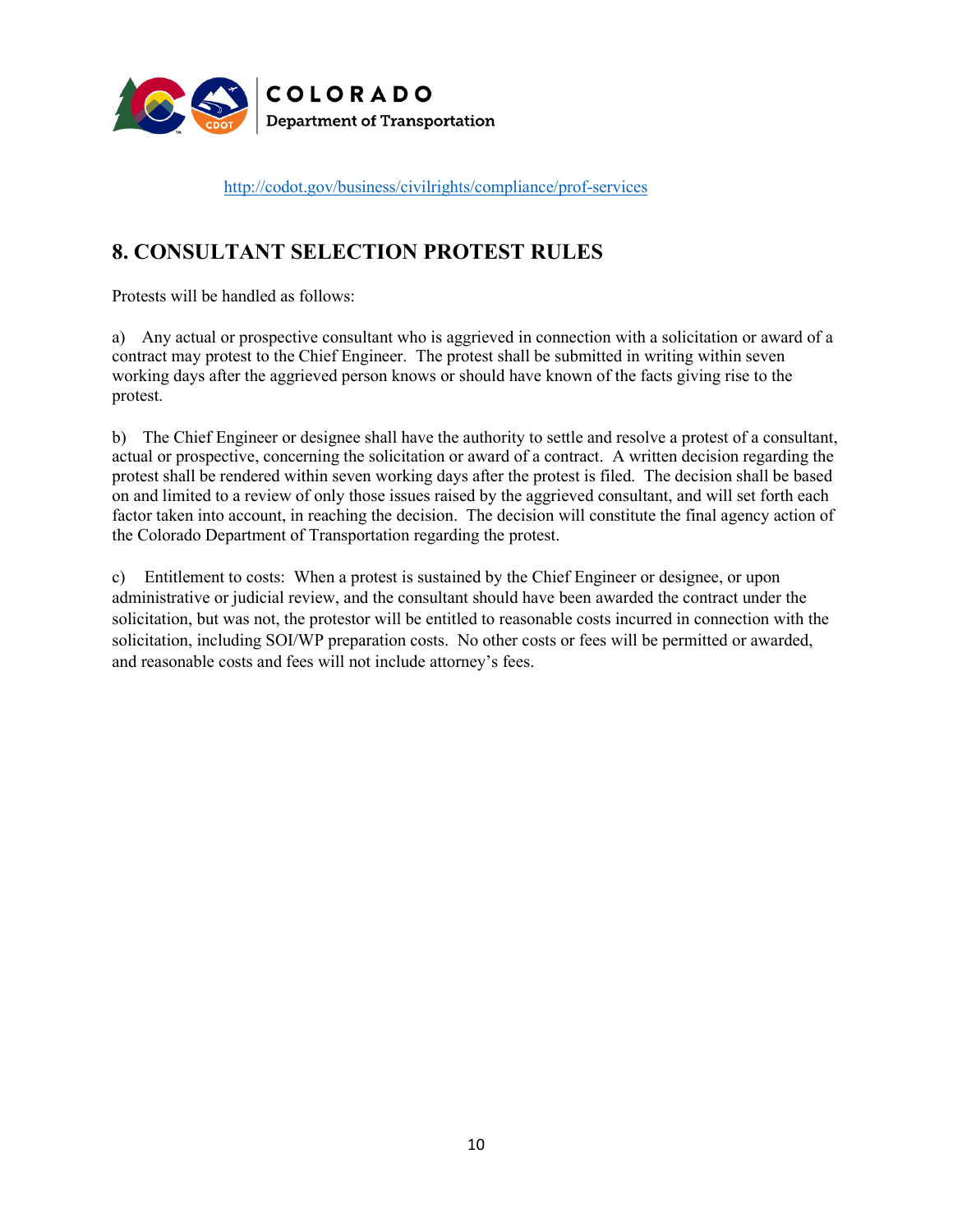http://codot.gov/business/civilrights/compliance/prof-services

## 8. CONSULTANT SELECTION PROTEST RULES

Protests will be handled as follows:

a) Any actual or prospective consultant who is aggrieved in connection with a solicitation or award of a contract may protest to the Chief Engineer. The protest shall be submitted in writing within seven working days after the aggrieved person knows or should have known of the facts giving rise to the protest.

b) The Chief Engineer or designee shall have the authority to settle and resolve a protest of a consultant, actual or prospective, concerning the solicitation or award of a contract. A written decision regarding the protest shall be rendered within seven working days after the protest is filed. The decision shall be based on and limited to a review of only those issues raised by the aggrieved consultant, and will set forth each factor taken into account, in reaching the decision. The decision will constitute the final agency action of the Colorado Department of Transportation regarding the protest.

c) Entitlement to costs: When a protest is sustained by the Chief Engineer or designee, or upon administrative or judicial review, and the consultant should have been awarded the contract under the solicitation, but was not, the protestor will be entitled to reasonable costs incurred in connection with the solicitation, including SOI/WP preparation costs. No other costs or fees will be permitted or awarded, and reasonable costs and fees will not include attorney's fees.